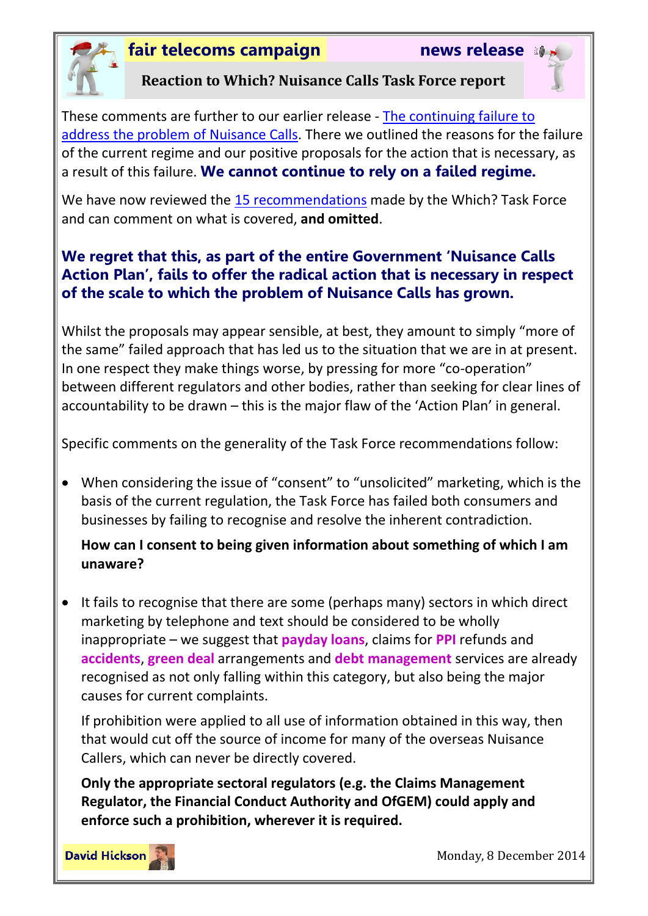**fair telecoms campaign** **news release**

# Reaction to Which? Nuisance Calls Task Force report

These comments are further to our earlier release - The continuing failure to address the problem of Nuisance Calls. There we outlined the reasons for the failure of the current regime and our positive proposals for the action that is necessary, as a result of this failure. **We cannot continue to rely on a failed regime.**

We have now reviewed the 15 recommendations made by the Which? Task Force and can comment on what is covered, **and omitted**.

**We regret that this, as part of the entire Government 'Nuisance Calls Action Plan', fails to offer the radical action that is necessary in respect of the scale to which the problem of Nuisance Calls has grown.**

Whilst the proposals may appear sensible, at best, they amount to simply "more of the same" failed approach that has led us to the situation that we are in at present. In one respect they make things worse, by pressing for more "co-operation" between different regulators and other bodies, rather than seeking for clear lines of accountability to be drawn – this is the major flaw of the 'Action Plan' in general.

Specific comments on the generality of the Task Force recommendations follow:

- When considering the issue of "consent" to "unsolicited" marketing, which is the basis of the current regulation, the Task Force has failed both consumers and businesses by failing to recognise and resolve the inherent contradiction.

  **How can I consent to being given information about something of which I am unaware?**

- It fails to recognise that there are some (perhaps many) sectors in which direct marketing by telephone and text should be considered to be wholly inappropriate – we suggest that **payday loans**, claims for **PPI** refunds and **accidents**, **green deal** arrangements and **debt management** services are already recognised as not only falling within this category, but also being the major causes for current complaints.

  If prohibition were applied to all use of information obtained in this way, then that would cut off the source of income for many of the overseas Nuisance Callers, which can never be directly covered.

  **Only the appropriate sectoral regulators (e.g. the Claims Management Regulator, the Financial Conduct Authority and OfGEM) could apply and enforce such a prohibition, wherever it is required.**

**David Hickson** Monday, 8 December 2014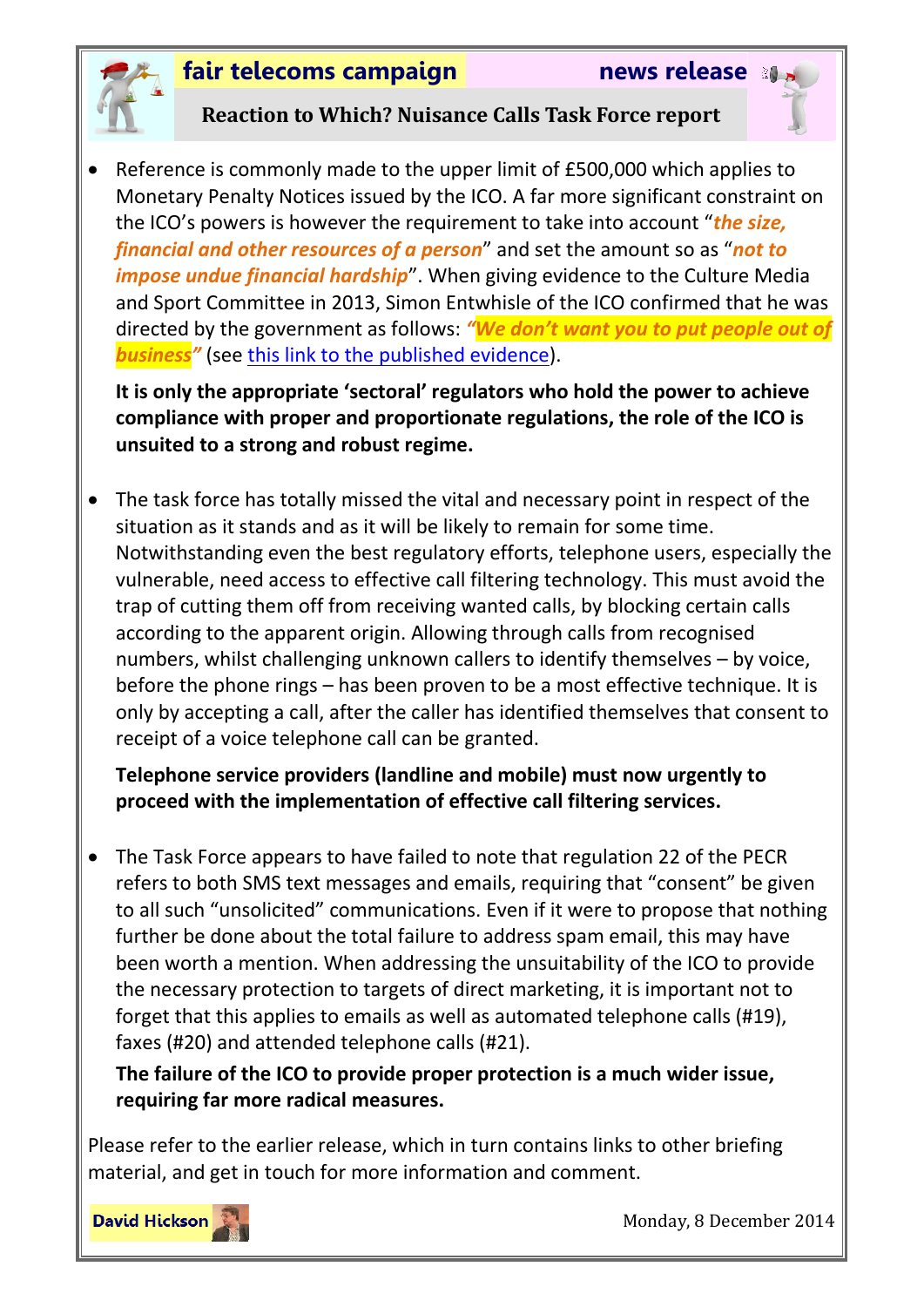**fair telecoms campaign** **news release**

**Reaction to Which? Nuisance Calls Task Force report**

- Reference is commonly made to the upper limit of £500,000 which applies to Monetary Penalty Notices issued by the ICO. A far more significant constraint on the ICO's powers is however the requirement to take into account "***the size, financial and other resources of a person***" and set the amount so as "***not to impose undue financial hardship***". When giving evidence to the Culture Media and Sport Committee in 2013, Simon Entwhisle of the ICO confirmed that he was directed by the government as follows: ***"We don't want you to put people out of business"*** (see this link to the published evidence).

  **It is only the appropriate 'sectoral' regulators who hold the power to achieve compliance with proper and proportionate regulations, the role of the ICO is unsuited to a strong and robust regime.**

- The task force has totally missed the vital and necessary point in respect of the situation as it stands and as it will be likely to remain for some time. Notwithstanding even the best regulatory efforts, telephone users, especially the vulnerable, need access to effective call filtering technology. This must avoid the trap of cutting them off from receiving wanted calls, by blocking certain calls according to the apparent origin. Allowing through calls from recognised numbers, whilst challenging unknown callers to identify themselves – by voice, before the phone rings – has been proven to be a most effective technique. It is only by accepting a call, after the caller has identified themselves that consent to receipt of a voice telephone call can be granted.

  **Telephone service providers (landline and mobile) must now urgently to proceed with the implementation of effective call filtering services.**

- The Task Force appears to have failed to note that regulation 22 of the PECR refers to both SMS text messages and emails, requiring that "consent" be given to all such "unsolicited" communications. Even if it were to propose that nothing further be done about the total failure to address spam email, this may have been worth a mention. When addressing the unsuitability of the ICO to provide the necessary protection to targets of direct marketing, it is important not to forget that this applies to emails as well as automated telephone calls (#19), faxes (#20) and attended telephone calls (#21).

  **The failure of the ICO to provide proper protection is a much wider issue, requiring far more radical measures.**

Please refer to the earlier release, which in turn contains links to other briefing material, and get in touch for more information and comment.

**David Hickson**

Monday, 8 December 2014